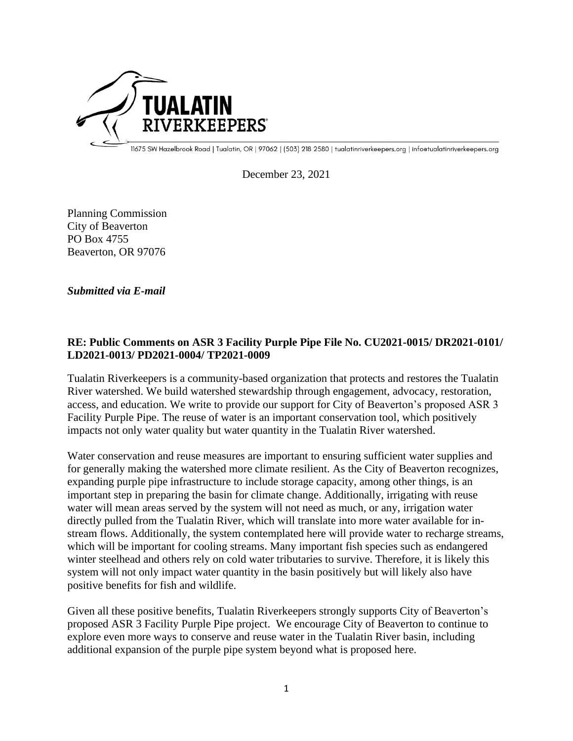**TUALATIN RIVERKEEPERS**

11675 SW Hazelbrook Road | Tualatin, OR | 97062 | (503) 218 2580 | tualatinriverkeepers.org | info@tualatinriverkeepers.org

December 23, 2021

Planning Commission
City of Beaverton
PO Box 4755
Beaverton, OR 97076

***Submitted via E-mail***

**RE: Public Comments on ASR 3 Facility Purple Pipe File No. CU2021-0015/ DR2021-0101/ LD2021-0013/ PD2021-0004/ TP2021-0009**

Tualatin Riverkeepers is a community-based organization that protects and restores the Tualatin River watershed. We build watershed stewardship through engagement, advocacy, restoration, access, and education. We write to provide our support for City of Beaverton's proposed ASR 3 Facility Purple Pipe. The reuse of water is an important conservation tool, which positively impacts not only water quality but water quantity in the Tualatin River watershed.

Water conservation and reuse measures are important to ensuring sufficient water supplies and for generally making the watershed more climate resilient. As the City of Beaverton recognizes, expanding purple pipe infrastructure to include storage capacity, among other things, is an important step in preparing the basin for climate change. Additionally, irrigating with reuse water will mean areas served by the system will not need as much, or any, irrigation water directly pulled from the Tualatin River, which will translate into more water available for in-stream flows. Additionally, the system contemplated here will provide water to recharge streams, which will be important for cooling streams. Many important fish species such as endangered winter steelhead and others rely on cold water tributaries to survive. Therefore, it is likely this system will not only impact water quantity in the basin positively but will likely also have positive benefits for fish and wildlife.

Given all these positive benefits, Tualatin Riverkeepers strongly supports City of Beaverton's proposed ASR 3 Facility Purple Pipe project. We encourage City of Beaverton to continue to explore even more ways to conserve and reuse water in the Tualatin River basin, including additional expansion of the purple pipe system beyond what is proposed here.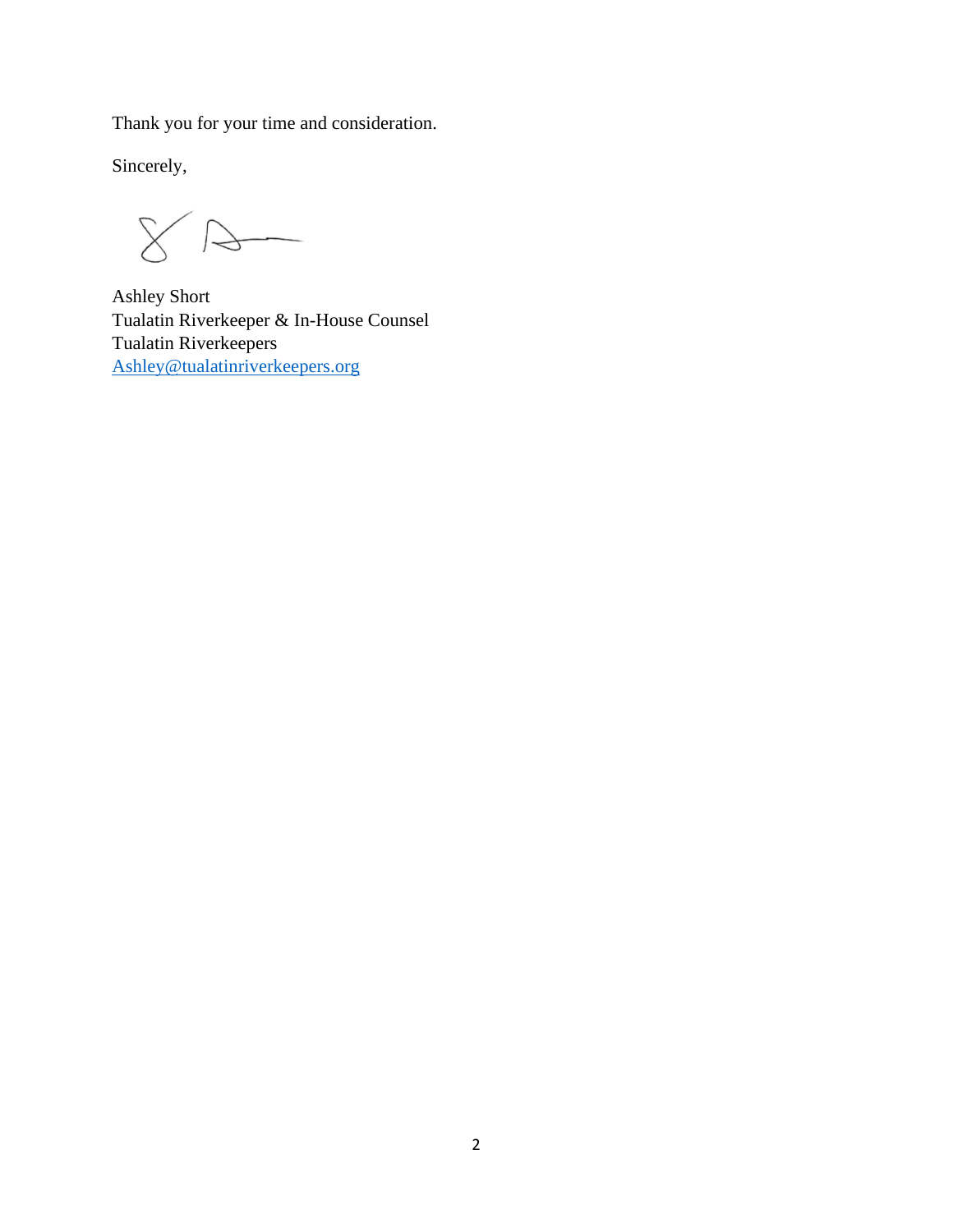Thank you for your time and consideration.

Sincerely,

Ashley Short
Tualatin Riverkeeper & In-House Counsel
Tualatin Riverkeepers
Ashley@tualatinriverkeepers.org